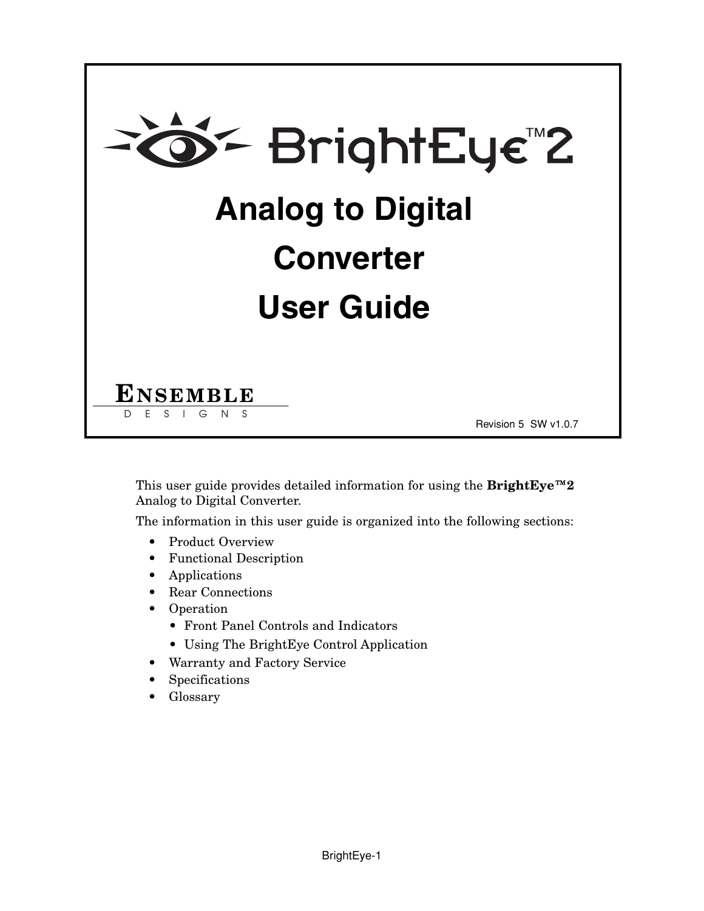# BrightEye™2

# Analog to Digital Converter User Guide

**ENSEMBLE**
DESIGNS

Revision 5 SW v1.0.7

This user guide provides detailed information for using the **BrightEye™2** Analog to Digital Converter.

The information in this user guide is organized into the following sections:

- Product Overview
- Functional Description
- Applications
- Rear Connections
- Operation
  - Front Panel Controls and Indicators
  - Using The BrightEye Control Application
- Warranty and Factory Service
- Specifications
- Glossary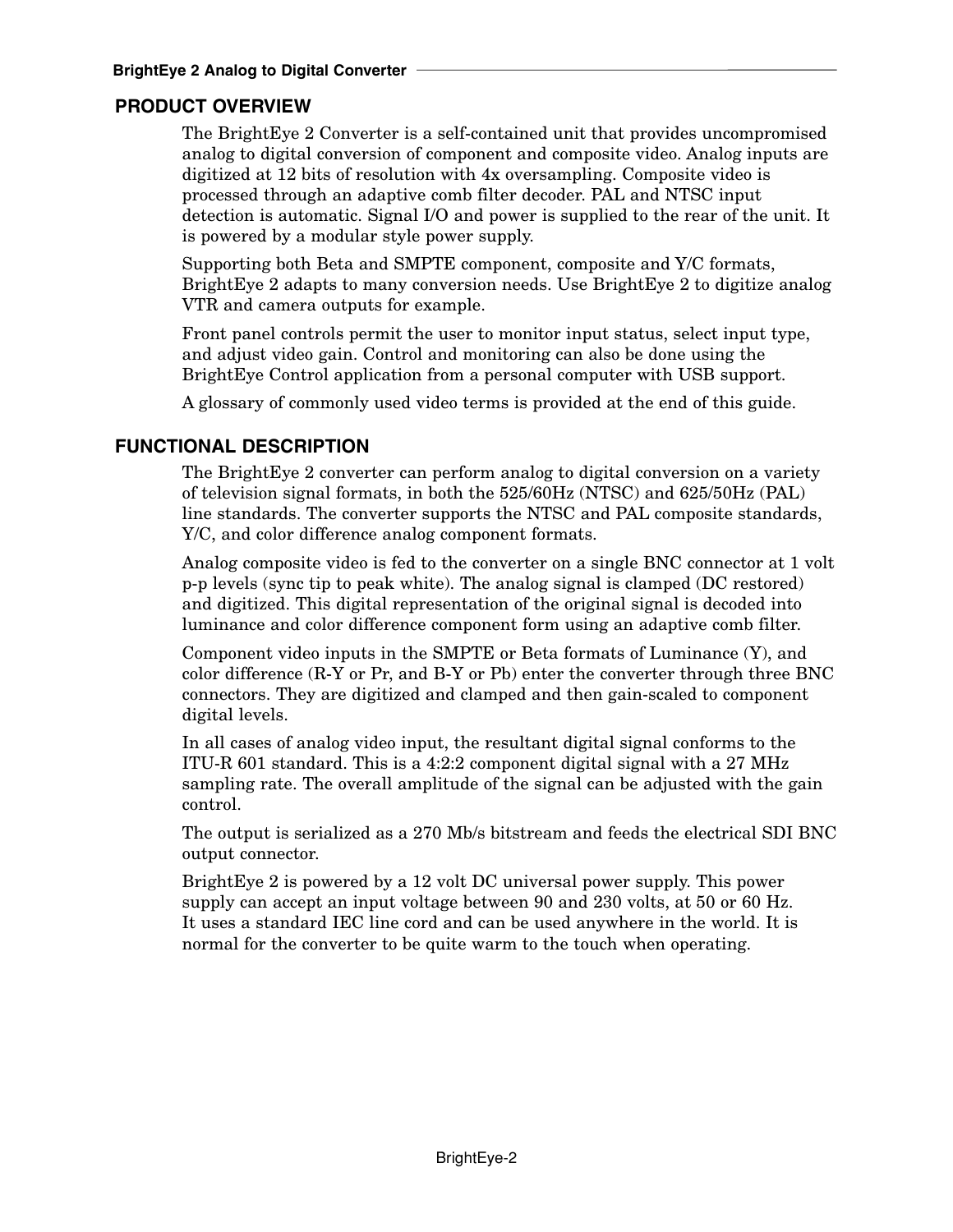## PRODUCT OVERVIEW

The BrightEye 2 Converter is a self-contained unit that provides uncompromised analog to digital conversion of component and composite video. Analog inputs are digitized at 12 bits of resolution with 4x oversampling. Composite video is processed through an adaptive comb filter decoder. PAL and NTSC input detection is automatic. Signal I/O and power is supplied to the rear of the unit. It is powered by a modular style power supply.

Supporting both Beta and SMPTE component, composite and Y/C formats, BrightEye 2 adapts to many conversion needs. Use BrightEye 2 to digitize analog VTR and camera outputs for example.

Front panel controls permit the user to monitor input status, select input type, and adjust video gain. Control and monitoring can also be done using the BrightEye Control application from a personal computer with USB support.

A glossary of commonly used video terms is provided at the end of this guide.

## FUNCTIONAL DESCRIPTION

The BrightEye 2 converter can perform analog to digital conversion on a variety of television signal formats, in both the 525/60Hz (NTSC) and 625/50Hz (PAL) line standards. The converter supports the NTSC and PAL composite standards, Y/C, and color difference analog component formats.

Analog composite video is fed to the converter on a single BNC connector at 1 volt p-p levels (sync tip to peak white). The analog signal is clamped (DC restored) and digitized. This digital representation of the original signal is decoded into luminance and color difference component form using an adaptive comb filter.

Component video inputs in the SMPTE or Beta formats of Luminance (Y), and color difference (R-Y or Pr, and B-Y or Pb) enter the converter through three BNC connectors. They are digitized and clamped and then gain-scaled to component digital levels.

In all cases of analog video input, the resultant digital signal conforms to the ITU-R 601 standard. This is a 4:2:2 component digital signal with a 27 MHz sampling rate. The overall amplitude of the signal can be adjusted with the gain control.

The output is serialized as a 270 Mb/s bitstream and feeds the electrical SDI BNC output connector.

BrightEye 2 is powered by a 12 volt DC universal power supply. This power supply can accept an input voltage between 90 and 230 volts, at 50 or 60 Hz. It uses a standard IEC line cord and can be used anywhere in the world. It is normal for the converter to be quite warm to the touch when operating.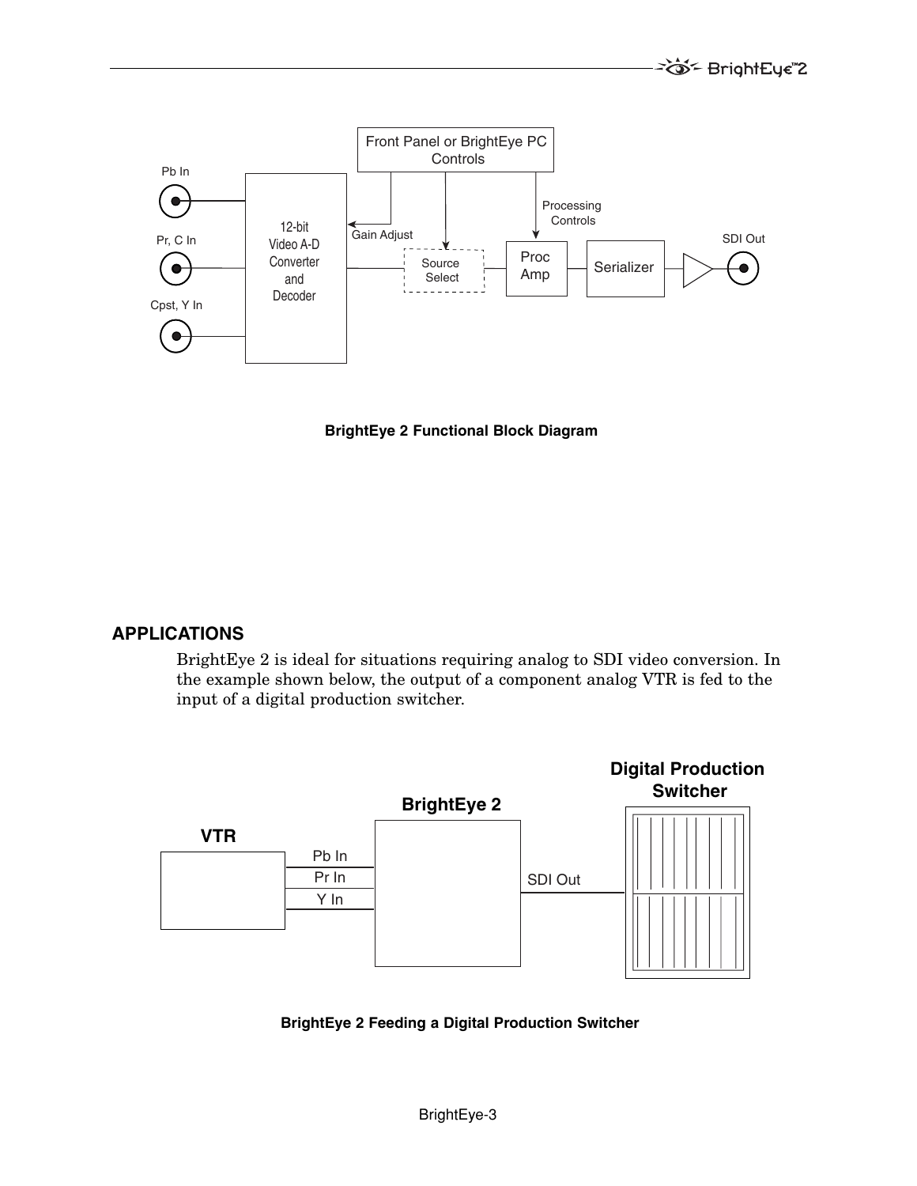BrightEye 2 Functional Block Diagram

## APPLICATIONS

BrightEye 2 is ideal for situations requiring analog to SDI video conversion. In the example shown below, the output of a component analog VTR is fed to the input of a digital production switcher.

BrightEye 2 Feeding a Digital Production Switcher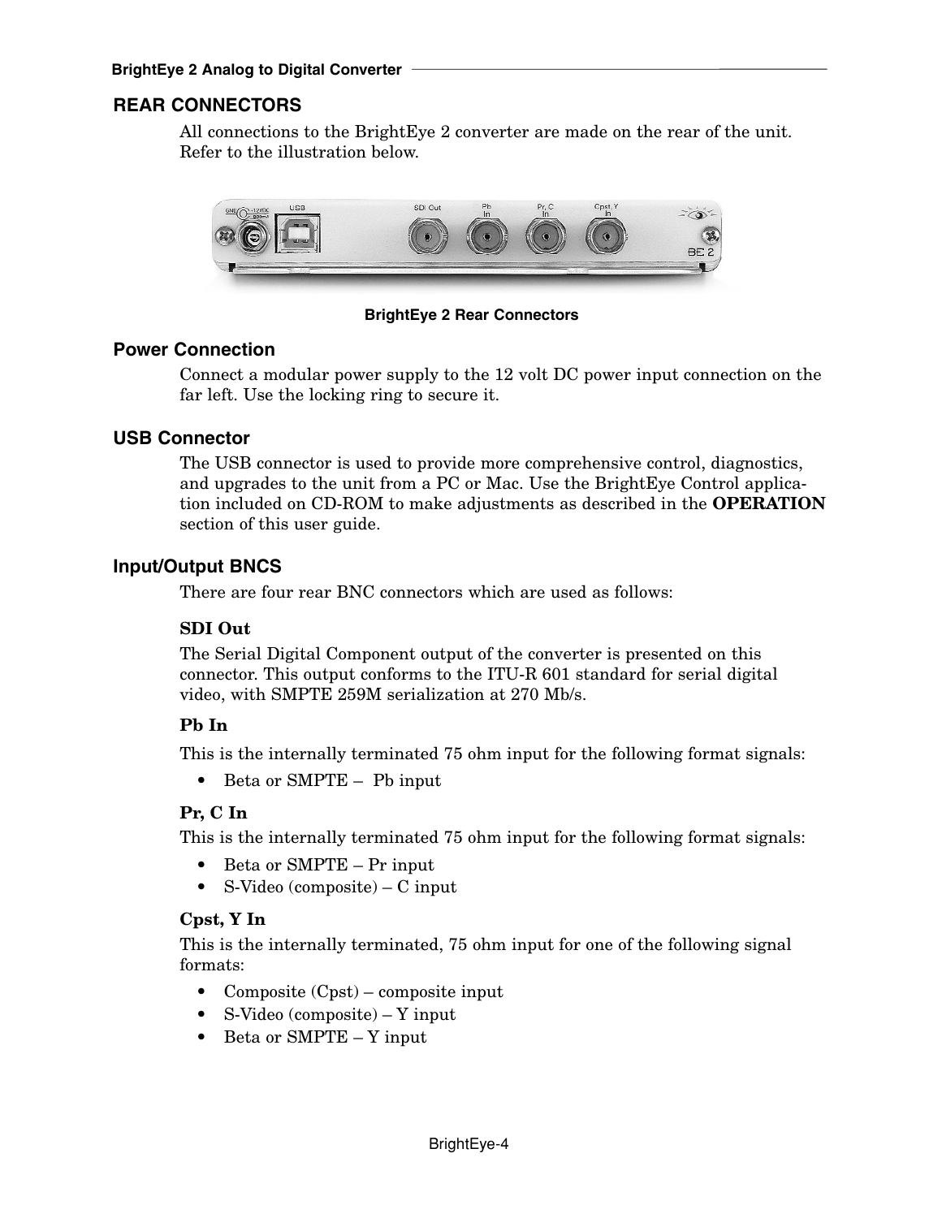## REAR CONNECTORS

All connections to the BrightEye 2 converter are made on the rear of the unit. Refer to the illustration below.

BrightEye 2 Rear Connectors

### Power Connection

Connect a modular power supply to the 12 volt DC power input connection on the far left. Use the locking ring to secure it.

### USB Connector

The USB connector is used to provide more comprehensive control, diagnostics, and upgrades to the unit from a PC or Mac. Use the BrightEye Control application included on CD-ROM to make adjustments as described in the **OPERATION** section of this user guide.

### Input/Output BNCS

There are four rear BNC connectors which are used as follows:

**SDI Out**

The Serial Digital Component output of the converter is presented on this connector. This output conforms to the ITU-R 601 standard for serial digital video, with SMPTE 259M serialization at 270 Mb/s.

**Pb In**

This is the internally terminated 75 ohm input for the following format signals:

- Beta or SMPTE – Pb input

**Pr, C In**

This is the internally terminated 75 ohm input for the following format signals:

- Beta or SMPTE – Pr input
- S-Video (composite) – C input

**Cpst, Y In**

This is the internally terminated, 75 ohm input for one of the following signal formats:

- Composite (Cpst) – composite input
- S-Video (composite) – Y input
- Beta or SMPTE – Y input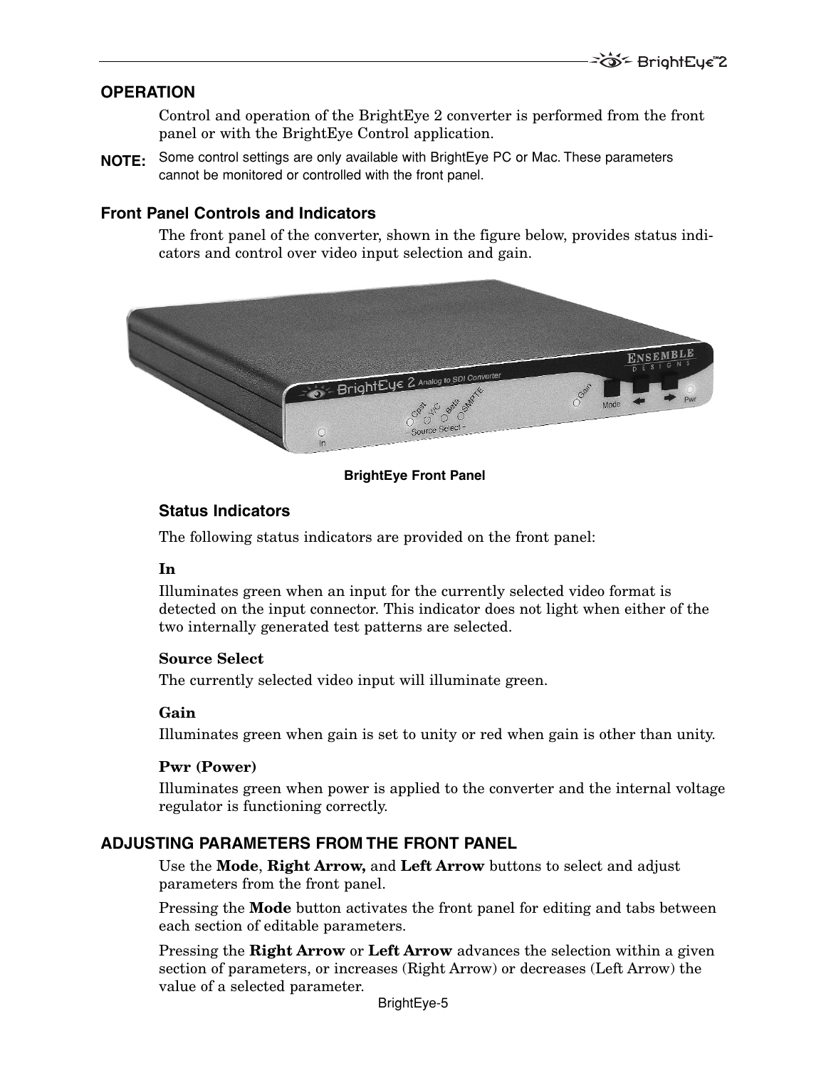## OPERATION

Control and operation of the BrightEye 2 converter is performed from the front panel or with the BrightEye Control application.

**NOTE:** Some control settings are only available with BrightEye PC or Mac. These parameters cannot be monitored or controlled with the front panel.

### Front Panel Controls and Indicators

The front panel of the converter, shown in the figure below, provides status indicators and control over video input selection and gain.

**BrightEye Front Panel**

#### Status Indicators

The following status indicators are provided on the front panel:

**In**

Illuminates green when an input for the currently selected video format is detected on the input connector. This indicator does not light when either of the two internally generated test patterns are selected.

**Source Select**

The currently selected video input will illuminate green.

**Gain**

Illuminates green when gain is set to unity or red when gain is other than unity.

**Pwr (Power)**

Illuminates green when power is applied to the converter and the internal voltage regulator is functioning correctly.

## ADJUSTING PARAMETERS FROM THE FRONT PANEL

Use the **Mode**, **Right Arrow,** and **Left Arrow** buttons to select and adjust parameters from the front panel.

Pressing the **Mode** button activates the front panel for editing and tabs between each section of editable parameters.

Pressing the **Right Arrow** or **Left Arrow** advances the selection within a given section of parameters, or increases (Right Arrow) or decreases (Left Arrow) the value of a selected parameter.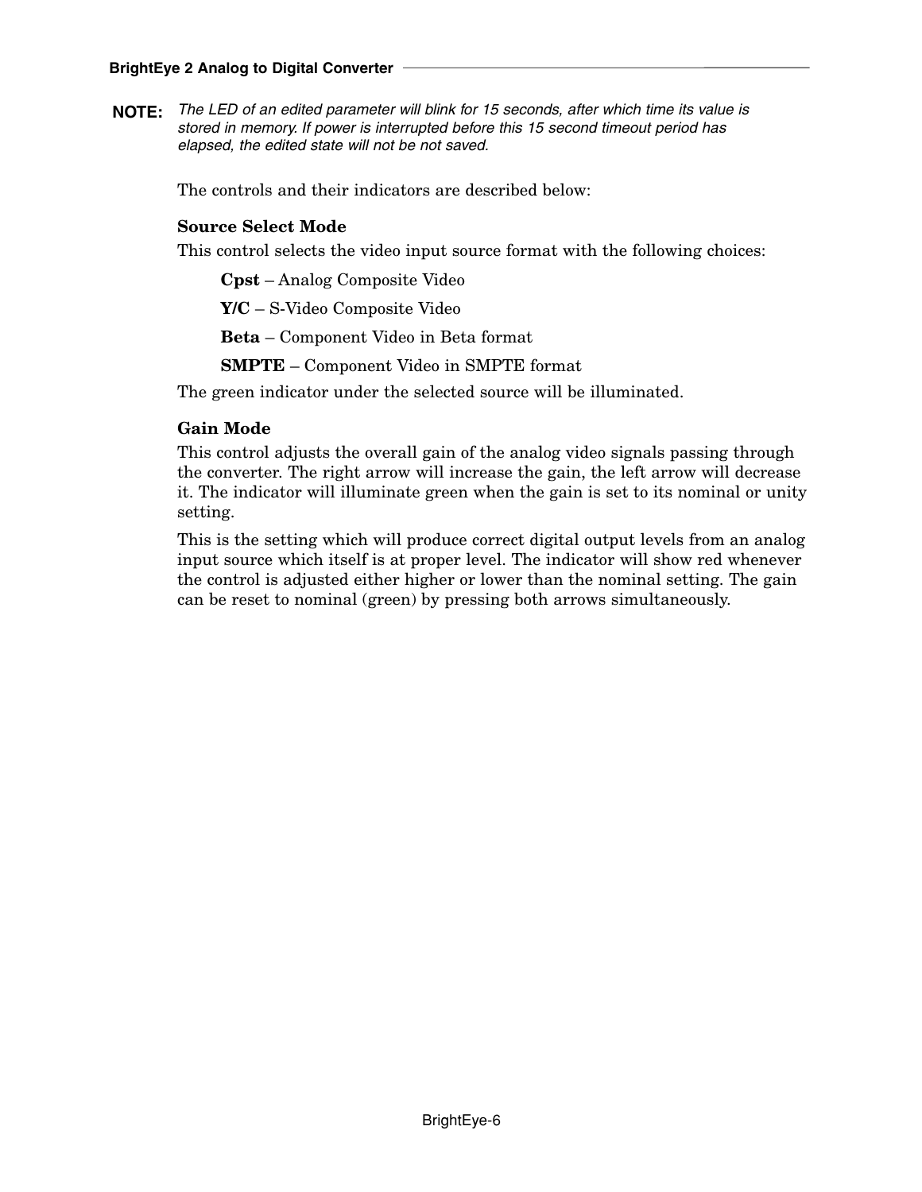**NOTE:** *The LED of an edited parameter will blink for 15 seconds, after which time its value is stored in memory. If power is interrupted before this 15 second timeout period has elapsed, the edited state will not be not saved.*

The controls and their indicators are described below:

### Source Select Mode

This control selects the video input source format with the following choices:

**Cpst** – Analog Composite Video

**Y/C** – S-Video Composite Video

**Beta** – Component Video in Beta format

**SMPTE** – Component Video in SMPTE format

The green indicator under the selected source will be illuminated.

### Gain Mode

This control adjusts the overall gain of the analog video signals passing through the converter. The right arrow will increase the gain, the left arrow will decrease it. The indicator will illuminate green when the gain is set to its nominal or unity setting.

This is the setting which will produce correct digital output levels from an analog input source which itself is at proper level. The indicator will show red whenever the control is adjusted either higher or lower than the nominal setting. The gain can be reset to nominal (green) by pressing both arrows simultaneously.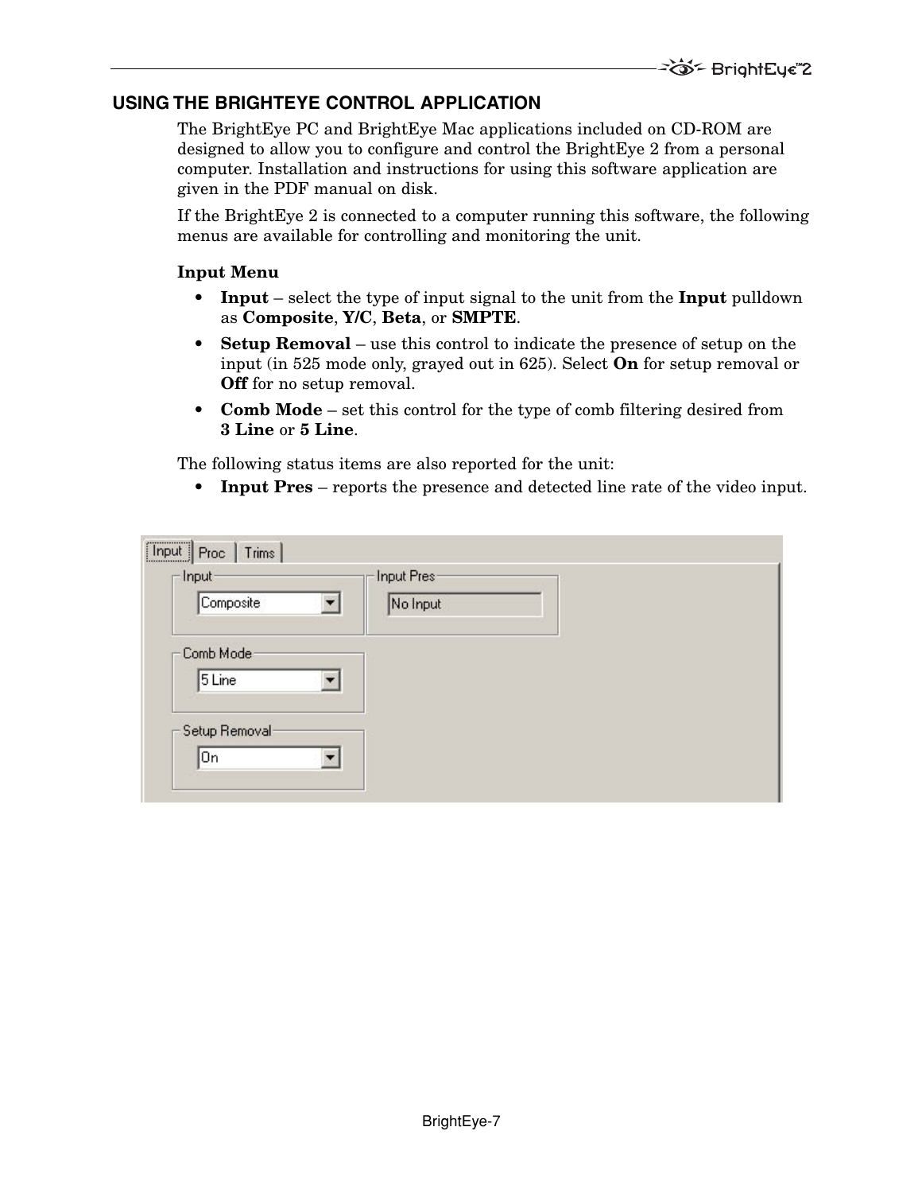## USING THE BRIGHTEYE CONTROL APPLICATION

The BrightEye PC and BrightEye Mac applications included on CD-ROM are designed to allow you to configure and control the BrightEye 2 from a personal computer. Installation and instructions for using this software application are given in the PDF manual on disk.

If the BrightEye 2 is connected to a computer running this software, the following menus are available for controlling and monitoring the unit.

**Input Menu**

- **Input** – select the type of input signal to the unit from the **Input** pulldown as **Composite**, **Y/C**, **Beta**, or **SMPTE**.
- **Setup Removal** – use this control to indicate the presence of setup on the input (in 525 mode only, grayed out in 625). Select **On** for setup removal or **Off** for no setup removal.
- **Comb Mode** – set this control for the type of comb filtering desired from **3 Line** or **5 Line**.

The following status items are also reported for the unit:

- **Input Pres** – reports the presence and detected line rate of the video input.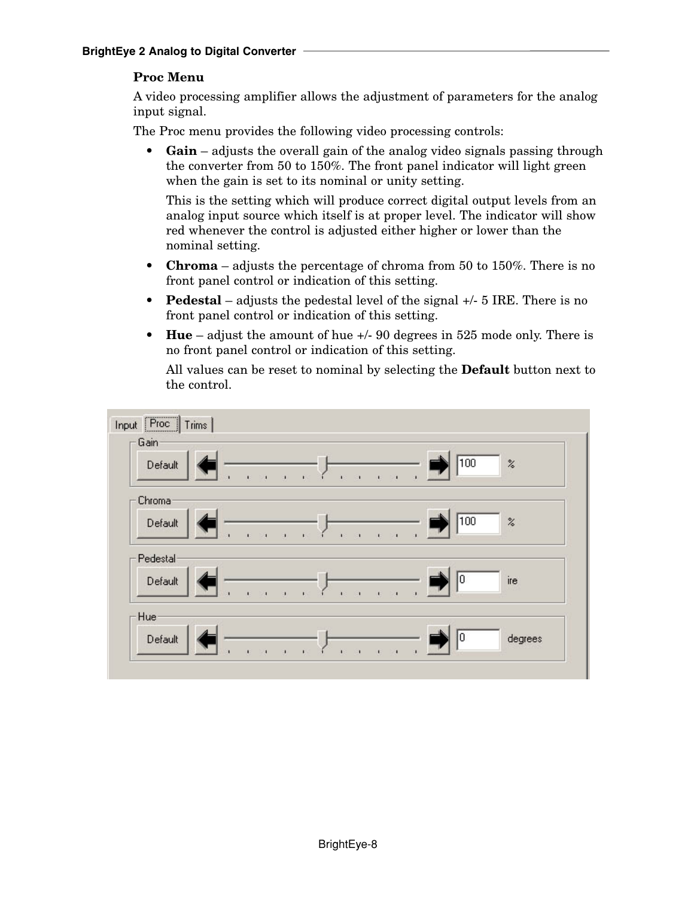## Proc Menu

A video processing amplifier allows the adjustment of parameters for the analog input signal.

The Proc menu provides the following video processing controls:

- **Gain** – adjusts the overall gain of the analog video signals passing through the converter from 50 to 150%. The front panel indicator will light green when the gain is set to its nominal or unity setting.

  This is the setting which will produce correct digital output levels from an analog input source which itself is at proper level. The indicator will show red whenever the control is adjusted either higher or lower than the nominal setting.

- **Chroma** – adjusts the percentage of chroma from 50 to 150%. There is no front panel control or indication of this setting.
- **Pedestal** – adjusts the pedestal level of the signal +/- 5 IRE. There is no front panel control or indication of this setting.
- **Hue** – adjust the amount of hue +/- 90 degrees in 525 mode only. There is no front panel control or indication of this setting.

  All values can be reset to nominal by selecting the **Default** button next to the control.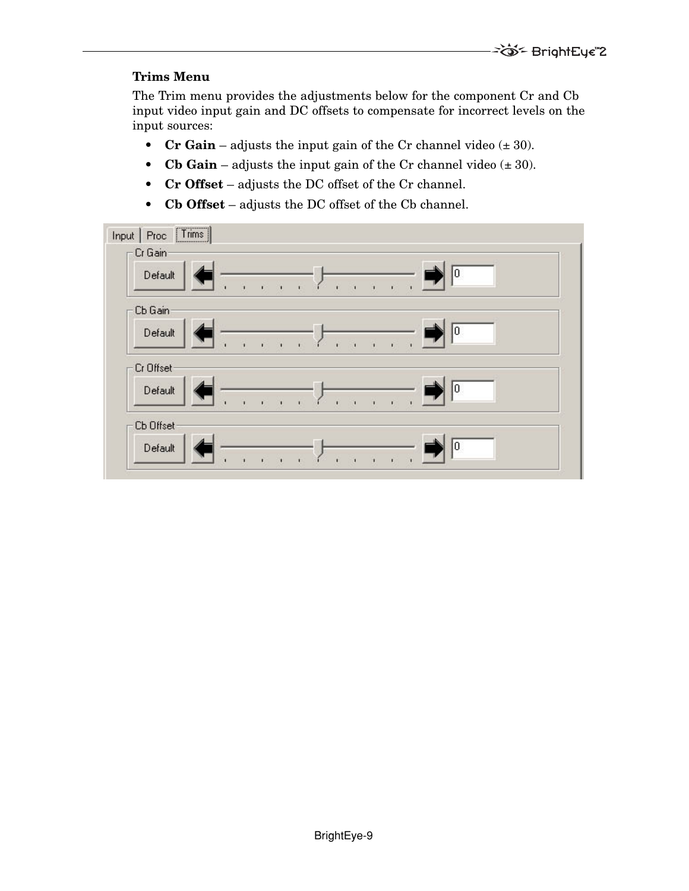### Trims Menu

The Trim menu provides the adjustments below for the component Cr and Cb input video input gain and DC offsets to compensate for incorrect levels on the input sources:

- **Cr Gain** – adjusts the input gain of the Cr channel video (± 30).
- **Cb Gain** – adjusts the input gain of the Cr channel video (± 30).
- **Cr Offset** – adjusts the DC offset of the Cr channel.
- **Cb Offset** – adjusts the DC offset of the Cb channel.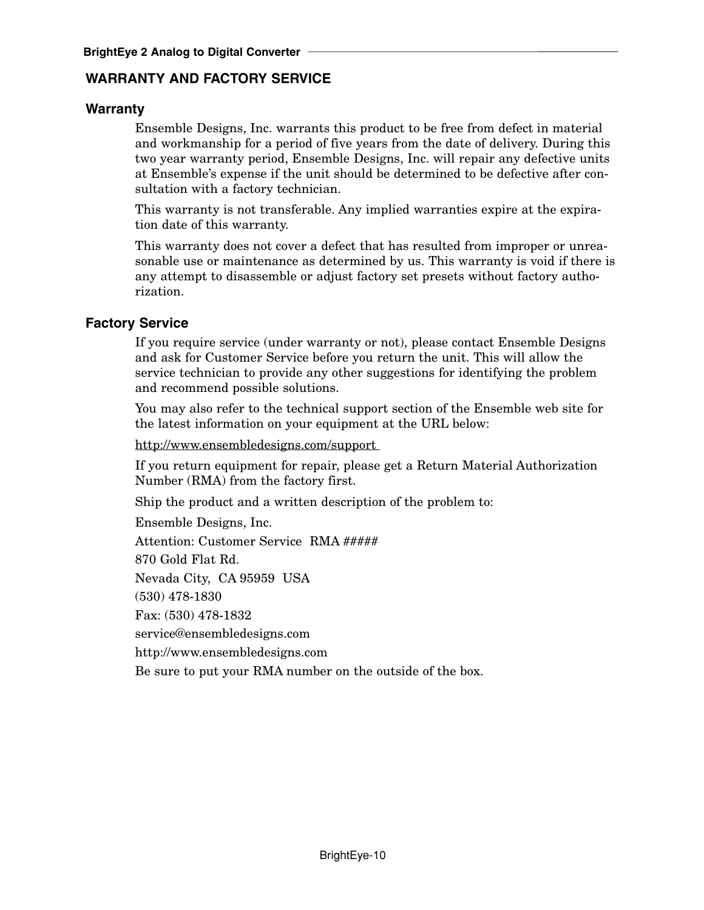## WARRANTY AND FACTORY SERVICE

### Warranty

Ensemble Designs, Inc. warrants this product to be free from defect in material and workmanship for a period of five years from the date of delivery. During this two year warranty period, Ensemble Designs, Inc. will repair any defective units at Ensemble's expense if the unit should be determined to be defective after consultation with a factory technician.

This warranty is not transferable. Any implied warranties expire at the expiration date of this warranty.

This warranty does not cover a defect that has resulted from improper or unreasonable use or maintenance as determined by us. This warranty is void if there is any attempt to disassemble or adjust factory set presets without factory authorization.

### Factory Service

If you require service (under warranty or not), please contact Ensemble Designs and ask for Customer Service before you return the unit. This will allow the service technician to provide any other suggestions for identifying the problem and recommend possible solutions.

You may also refer to the technical support section of the Ensemble web site for the latest information on your equipment at the URL below:

http://www.ensembledesigns.com/support

If you return equipment for repair, please get a Return Material Authorization Number (RMA) from the factory first.

Ship the product and a written description of the problem to:

Ensemble Designs, Inc.

Attention: Customer Service RMA #####

870 Gold Flat Rd.

Nevada City, CA 95959 USA

(530) 478-1830

Fax: (530) 478-1832

service@ensembledesigns.com

http://www.ensembledesigns.com

Be sure to put your RMA number on the outside of the box.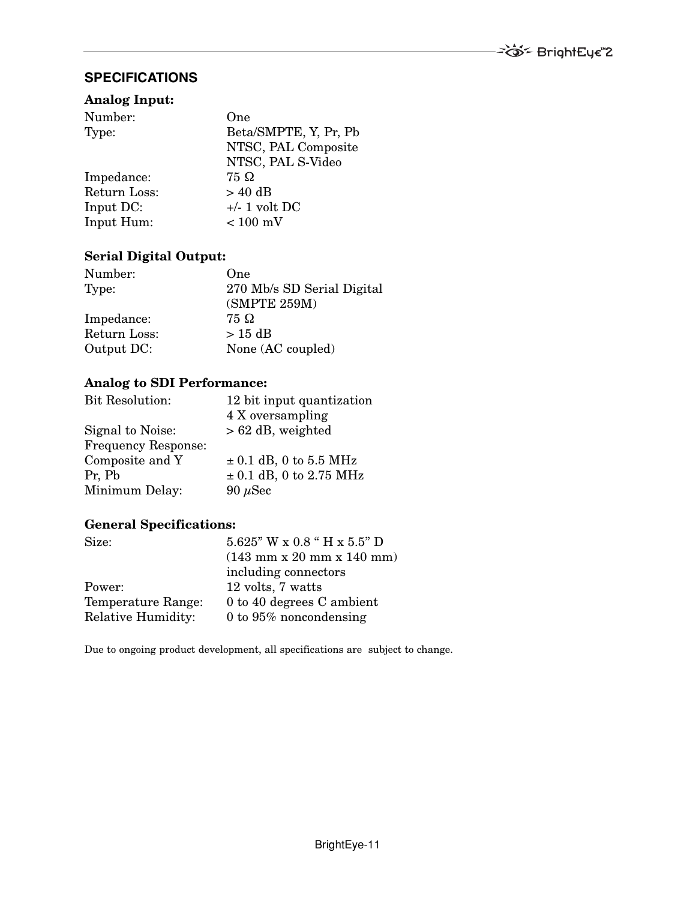## SPECIFICATIONS

### Analog Input:

| | |
|---|---|
| Number: | One |
| Type: | Beta/SMPTE, Y, Pr, Pb<br>NTSC, PAL Composite<br>NTSC, PAL S-Video |
| Impedance: | 75 Ω |
| Return Loss: | > 40 dB |
| Input DC: | +/- 1 volt DC |
| Input Hum: | < 100 mV |

### Serial Digital Output:

| | |
|---|---|
| Number: | One |
| Type: | 270 Mb/s SD Serial Digital<br>(SMPTE 259M) |
| Impedance: | 75 Ω |
| Return Loss: | > 15 dB |
| Output DC: | None (AC coupled) |

### Analog to SDI Performance:

| | |
|---|---|
| Bit Resolution: | 12 bit input quantization<br>4 X oversampling |
| Signal to Noise: | > 62 dB, weighted |
| Frequency Response: | |
| Composite and Y | ± 0.1 dB, 0 to 5.5 MHz |
| Pr, Pb | ± 0.1 dB, 0 to 2.75 MHz |
| Minimum Delay: | 90 $\mu$Sec |

### General Specifications:

| | |
|---|---|
| Size: | 5.625" W x 0.8 " H x 5.5" D<br>(143 mm x 20 mm x 140 mm)<br>including connectors |
| Power: | 12 volts, 7 watts |
| Temperature Range: | 0 to 40 degrees C ambient |
| Relative Humidity: | 0 to 95% noncondensing |

Due to ongoing product development, all specifications are subject to change.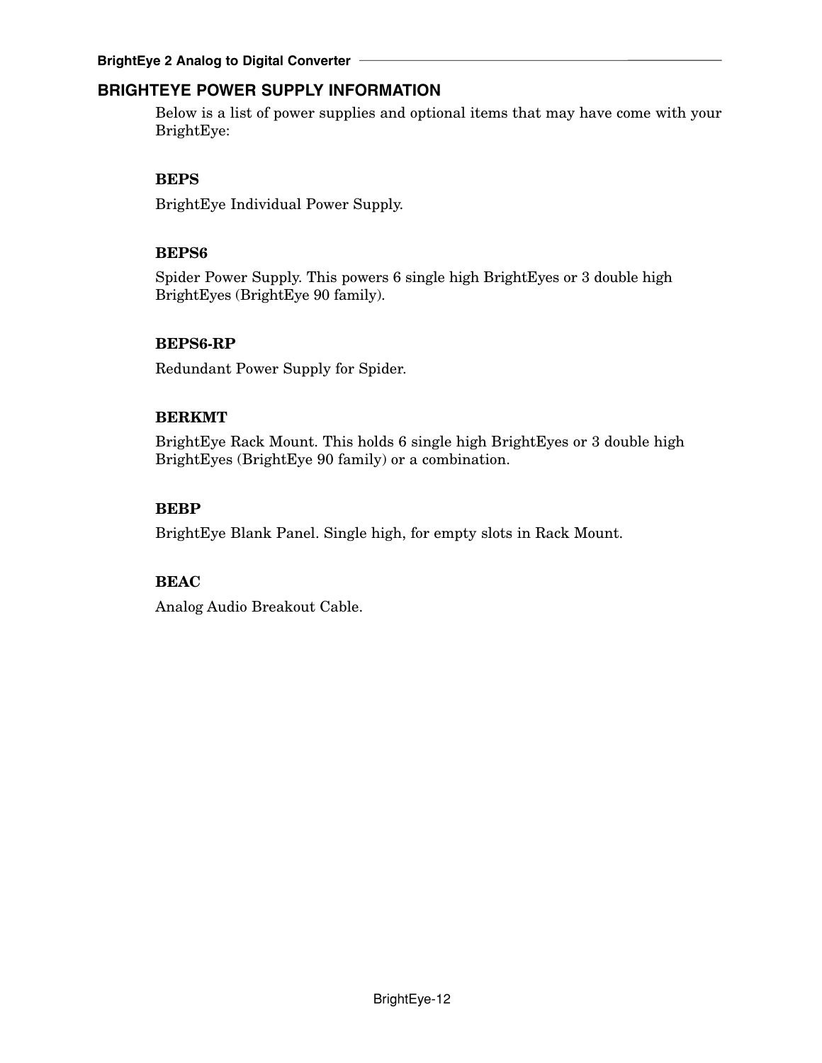## BRIGHTEYE POWER SUPPLY INFORMATION

Below is a list of power supplies and optional items that may have come with your BrightEye:

**BEPS**

BrightEye Individual Power Supply.

**BEPS6**

Spider Power Supply. This powers 6 single high BrightEyes or 3 double high BrightEyes (BrightEye 90 family).

**BEPS6-RP**

Redundant Power Supply for Spider.

**BERKMT**

BrightEye Rack Mount. This holds 6 single high BrightEyes or 3 double high BrightEyes (BrightEye 90 family) or a combination.

**BEBP**

BrightEye Blank Panel. Single high, for empty slots in Rack Mount.

**BEAC**

Analog Audio Breakout Cable.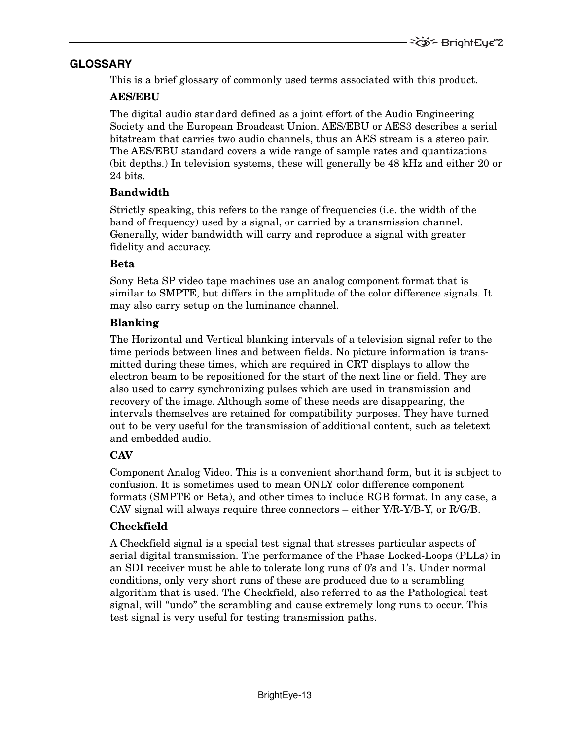## GLOSSARY

This is a brief glossary of commonly used terms associated with this product.

### AES/EBU

The digital audio standard defined as a joint effort of the Audio Engineering Society and the European Broadcast Union. AES/EBU or AES3 describes a serial bitstream that carries two audio channels, thus an AES stream is a stereo pair. The AES/EBU standard covers a wide range of sample rates and quantizations (bit depths.) In television systems, these will generally be 48 kHz and either 20 or 24 bits.

### Bandwidth

Strictly speaking, this refers to the range of frequencies (i.e. the width of the band of frequency) used by a signal, or carried by a transmission channel. Generally, wider bandwidth will carry and reproduce a signal with greater fidelity and accuracy.

### Beta

Sony Beta SP video tape machines use an analog component format that is similar to SMPTE, but differs in the amplitude of the color difference signals. It may also carry setup on the luminance channel.

### Blanking

The Horizontal and Vertical blanking intervals of a television signal refer to the time periods between lines and between fields. No picture information is transmitted during these times, which are required in CRT displays to allow the electron beam to be repositioned for the start of the next line or field. They are also used to carry synchronizing pulses which are used in transmission and recovery of the image. Although some of these needs are disappearing, the intervals themselves are retained for compatibility purposes. They have turned out to be very useful for the transmission of additional content, such as teletext and embedded audio.

### CAV

Component Analog Video. This is a convenient shorthand form, but it is subject to confusion. It is sometimes used to mean ONLY color difference component formats (SMPTE or Beta), and other times to include RGB format. In any case, a CAV signal will always require three connectors – either Y/R-Y/B-Y, or R/G/B.

### Checkfield

A Checkfield signal is a special test signal that stresses particular aspects of serial digital transmission. The performance of the Phase Locked-Loops (PLLs) in an SDI receiver must be able to tolerate long runs of 0's and 1's. Under normal conditions, only very short runs of these are produced due to a scrambling algorithm that is used. The Checkfield, also referred to as the Pathological test signal, will "undo" the scrambling and cause extremely long runs to occur. This test signal is very useful for testing transmission paths.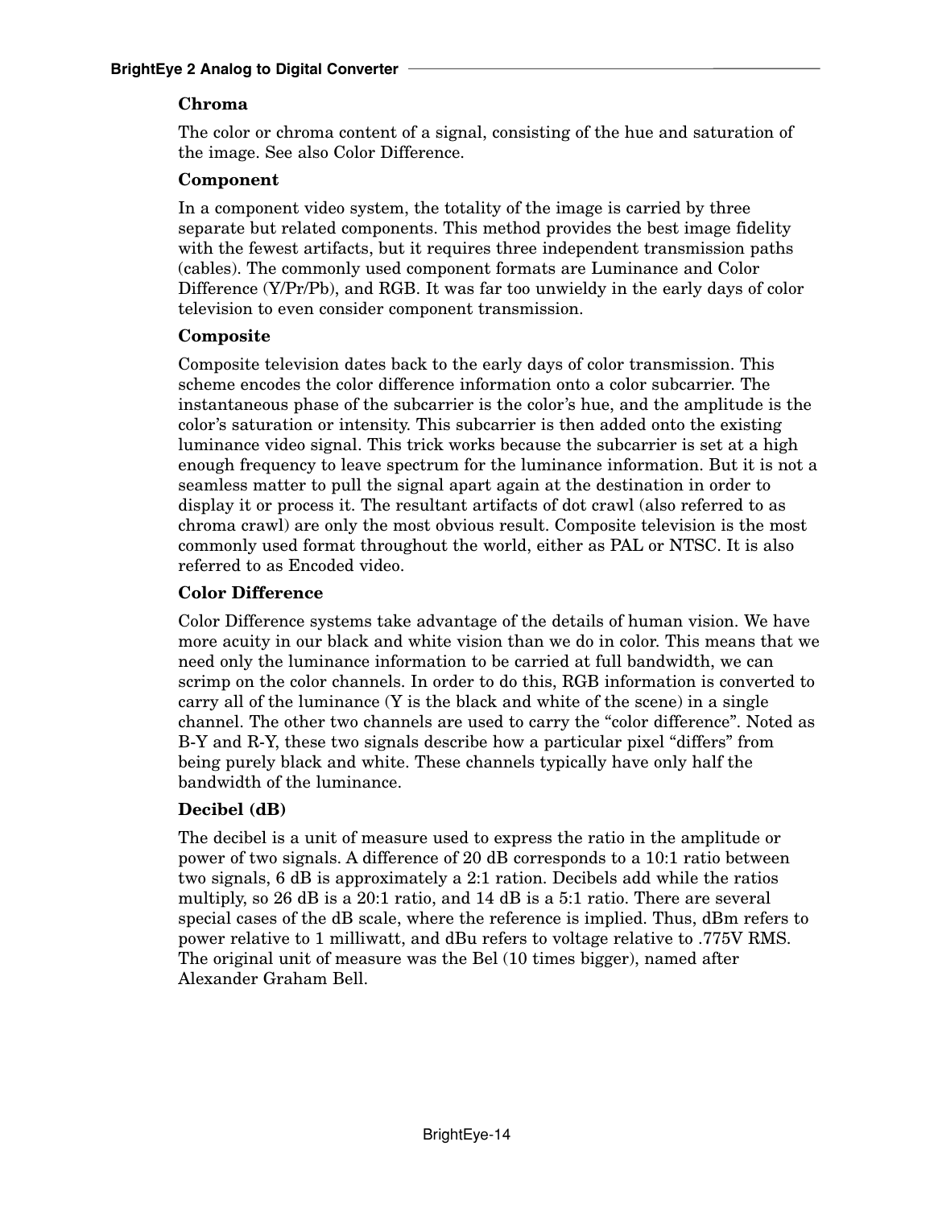### Chroma

The color or chroma content of a signal, consisting of the hue and saturation of the image. See also Color Difference.

### Component

In a component video system, the totality of the image is carried by three separate but related components. This method provides the best image fidelity with the fewest artifacts, but it requires three independent transmission paths (cables). The commonly used component formats are Luminance and Color Difference (Y/Pr/Pb), and RGB. It was far too unwieldy in the early days of color television to even consider component transmission.

### Composite

Composite television dates back to the early days of color transmission. This scheme encodes the color difference information onto a color subcarrier. The instantaneous phase of the subcarrier is the color's hue, and the amplitude is the color's saturation or intensity. This subcarrier is then added onto the existing luminance video signal. This trick works because the subcarrier is set at a high enough frequency to leave spectrum for the luminance information. But it is not a seamless matter to pull the signal apart again at the destination in order to display it or process it. The resultant artifacts of dot crawl (also referred to as chroma crawl) are only the most obvious result. Composite television is the most commonly used format throughout the world, either as PAL or NTSC. It is also referred to as Encoded video.

### Color Difference

Color Difference systems take advantage of the details of human vision. We have more acuity in our black and white vision than we do in color. This means that we need only the luminance information to be carried at full bandwidth, we can scrimp on the color channels. In order to do this, RGB information is converted to carry all of the luminance (Y is the black and white of the scene) in a single channel. The other two channels are used to carry the "color difference". Noted as B-Y and R-Y, these two signals describe how a particular pixel "differs" from being purely black and white. These channels typically have only half the bandwidth of the luminance.

### Decibel (dB)

The decibel is a unit of measure used to express the ratio in the amplitude or power of two signals. A difference of 20 dB corresponds to a 10:1 ratio between two signals, 6 dB is approximately a 2:1 ration. Decibels add while the ratios multiply, so 26 dB is a 20:1 ratio, and 14 dB is a 5:1 ratio. There are several special cases of the dB scale, where the reference is implied. Thus, dBm refers to power relative to 1 milliwatt, and dBu refers to voltage relative to .775V RMS. The original unit of measure was the Bel (10 times bigger), named after Alexander Graham Bell.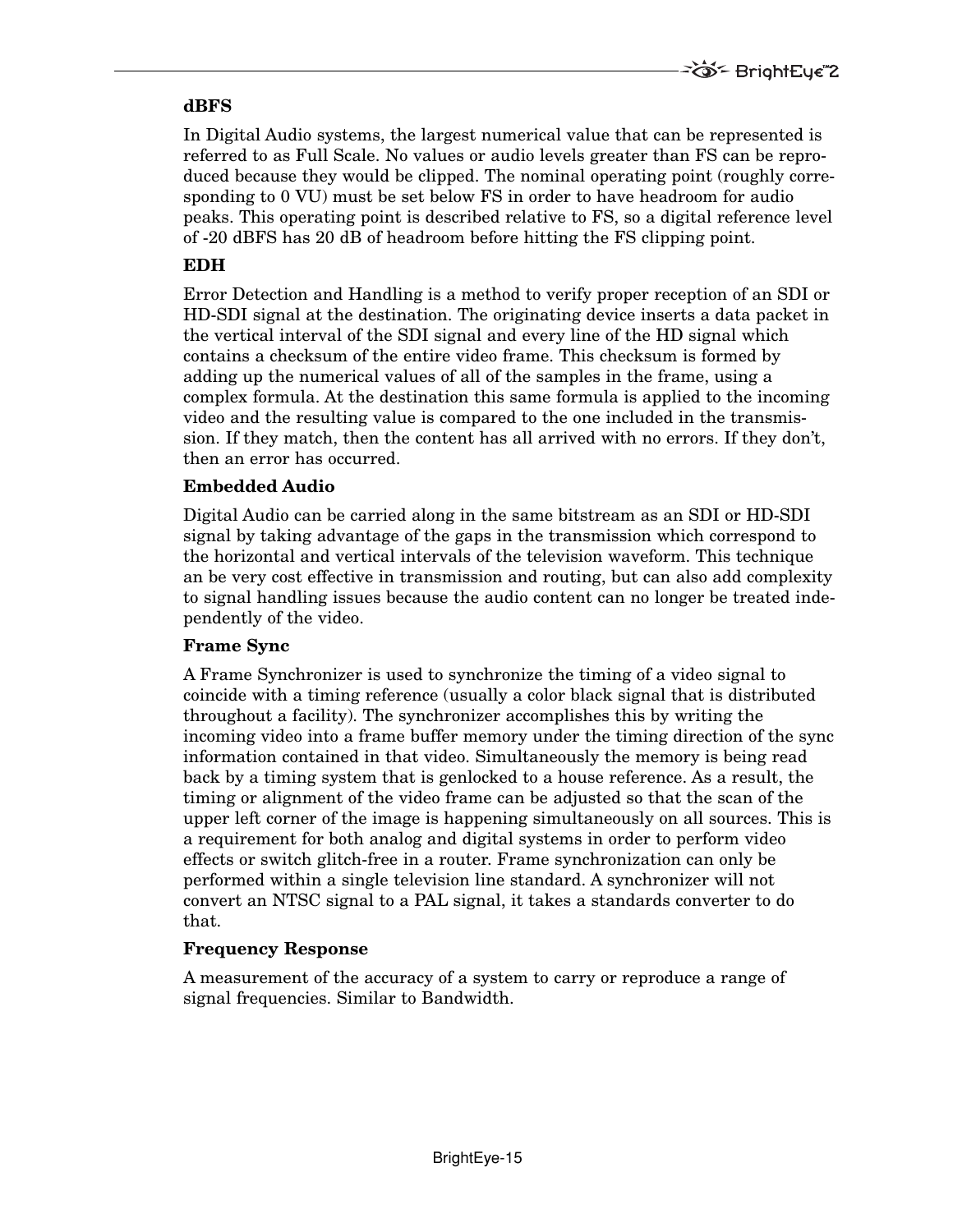### dBFS

In Digital Audio systems, the largest numerical value that can be represented is referred to as Full Scale. No values or audio levels greater than FS can be reproduced because they would be clipped. The nominal operating point (roughly corresponding to 0 VU) must be set below FS in order to have headroom for audio peaks. This operating point is described relative to FS, so a digital reference level of -20 dBFS has 20 dB of headroom before hitting the FS clipping point.

### EDH

Error Detection and Handling is a method to verify proper reception of an SDI or HD-SDI signal at the destination. The originating device inserts a data packet in the vertical interval of the SDI signal and every line of the HD signal which contains a checksum of the entire video frame. This checksum is formed by adding up the numerical values of all of the samples in the frame, using a complex formula. At the destination this same formula is applied to the incoming video and the resulting value is compared to the one included in the transmission. If they match, then the content has all arrived with no errors. If they don't, then an error has occurred.

### Embedded Audio

Digital Audio can be carried along in the same bitstream as an SDI or HD-SDI signal by taking advantage of the gaps in the transmission which correspond to the horizontal and vertical intervals of the television waveform. This technique an be very cost effective in transmission and routing, but can also add complexity to signal handling issues because the audio content can no longer be treated independently of the video.

### Frame Sync

A Frame Synchronizer is used to synchronize the timing of a video signal to coincide with a timing reference (usually a color black signal that is distributed throughout a facility). The synchronizer accomplishes this by writing the incoming video into a frame buffer memory under the timing direction of the sync information contained in that video. Simultaneously the memory is being read back by a timing system that is genlocked to a house reference. As a result, the timing or alignment of the video frame can be adjusted so that the scan of the upper left corner of the image is happening simultaneously on all sources. This is a requirement for both analog and digital systems in order to perform video effects or switch glitch-free in a router. Frame synchronization can only be performed within a single television line standard. A synchronizer will not convert an NTSC signal to a PAL signal, it takes a standards converter to do that.

### Frequency Response

A measurement of the accuracy of a system to carry or reproduce a range of signal frequencies. Similar to Bandwidth.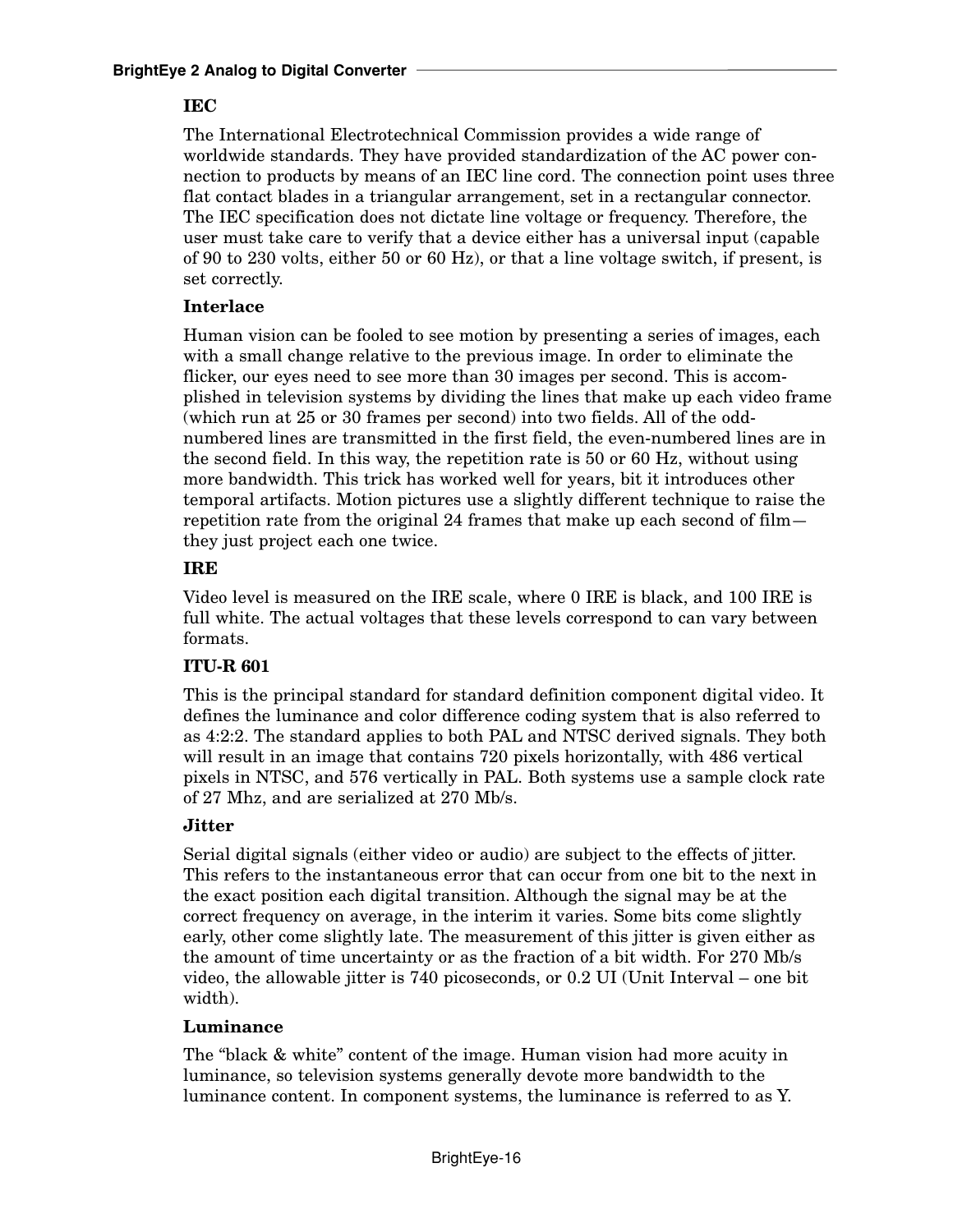**IEC**

The International Electrotechnical Commission provides a wide range of worldwide standards. They have provided standardization of the AC power connection to products by means of an IEC line cord. The connection point uses three flat contact blades in a triangular arrangement, set in a rectangular connector. The IEC specification does not dictate line voltage or frequency. Therefore, the user must take care to verify that a device either has a universal input (capable of 90 to 230 volts, either 50 or 60 Hz), or that a line voltage switch, if present, is set correctly.

**Interlace**

Human vision can be fooled to see motion by presenting a series of images, each with a small change relative to the previous image. In order to eliminate the flicker, our eyes need to see more than 30 images per second. This is accomplished in television systems by dividing the lines that make up each video frame (which run at 25 or 30 frames per second) into two fields. All of the odd-numbered lines are transmitted in the first field, the even-numbered lines are in the second field. In this way, the repetition rate is 50 or 60 Hz, without using more bandwidth. This trick has worked well for years, bit it introduces other temporal artifacts. Motion pictures use a slightly different technique to raise the repetition rate from the original 24 frames that make up each second of film—they just project each one twice.

**IRE**

Video level is measured on the IRE scale, where 0 IRE is black, and 100 IRE is full white. The actual voltages that these levels correspond to can vary between formats.

**ITU-R 601**

This is the principal standard for standard definition component digital video. It defines the luminance and color difference coding system that is also referred to as 4:2:2. The standard applies to both PAL and NTSC derived signals. They both will result in an image that contains 720 pixels horizontally, with 486 vertical pixels in NTSC, and 576 vertically in PAL. Both systems use a sample clock rate of 27 Mhz, and are serialized at 270 Mb/s.

**Jitter**

Serial digital signals (either video or audio) are subject to the effects of jitter. This refers to the instantaneous error that can occur from one bit to the next in the exact position each digital transition. Although the signal may be at the correct frequency on average, in the interim it varies. Some bits come slightly early, other come slightly late. The measurement of this jitter is given either as the amount of time uncertainty or as the fraction of a bit width. For 270 Mb/s video, the allowable jitter is 740 picoseconds, or 0.2 UI (Unit Interval – one bit width).

**Luminance**

The “black & white” content of the image. Human vision had more acuity in luminance, so television systems generally devote more bandwidth to the luminance content. In component systems, the luminance is referred to as Y.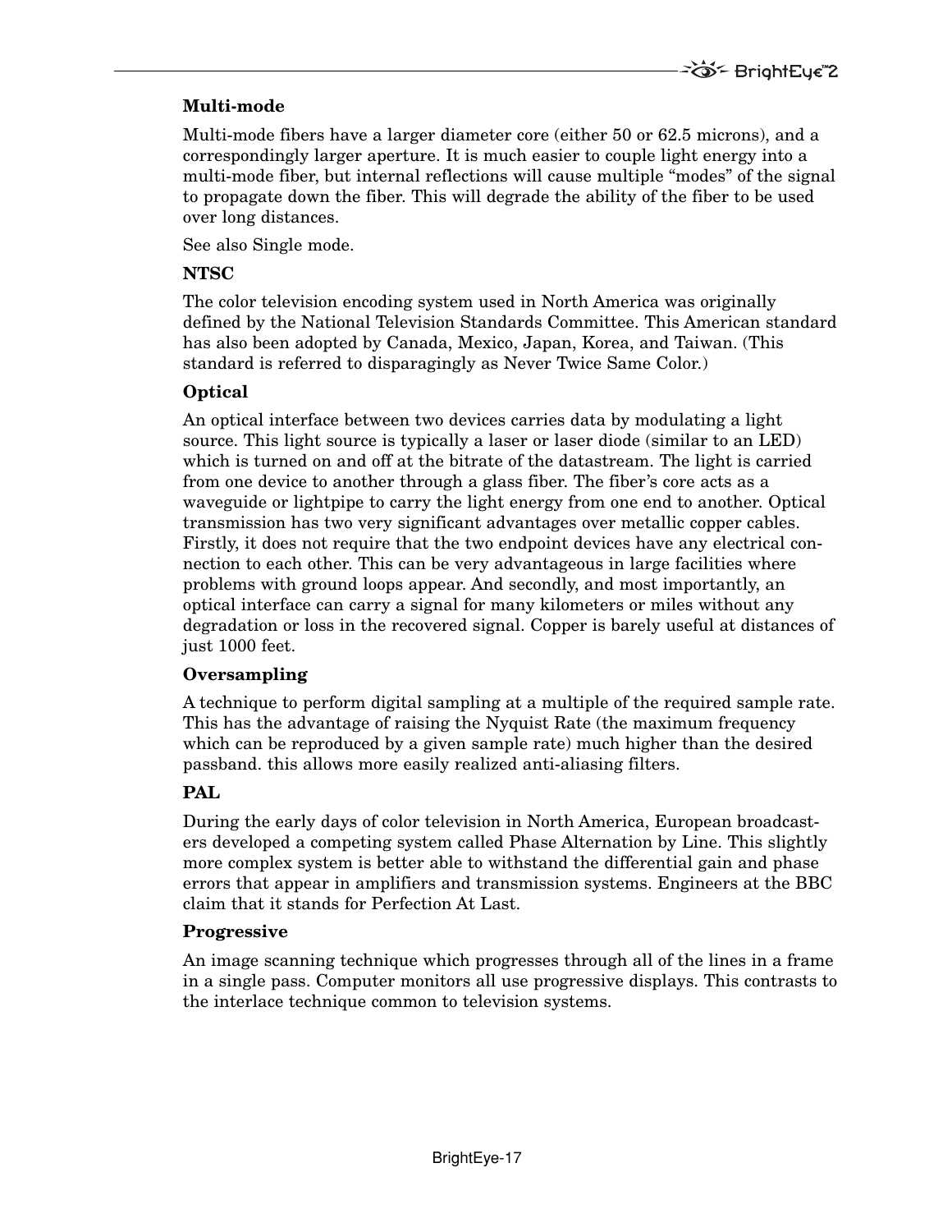**Multi-mode**

Multi-mode fibers have a larger diameter core (either 50 or 62.5 microns), and a correspondingly larger aperture. It is much easier to couple light energy into a multi-mode fiber, but internal reflections will cause multiple "modes" of the signal to propagate down the fiber. This will degrade the ability of the fiber to be used over long distances.

See also Single mode.

**NTSC**

The color television encoding system used in North America was originally defined by the National Television Standards Committee. This American standard has also been adopted by Canada, Mexico, Japan, Korea, and Taiwan. (This standard is referred to disparagingly as Never Twice Same Color.)

**Optical**

An optical interface between two devices carries data by modulating a light source. This light source is typically a laser or laser diode (similar to an LED) which is turned on and off at the bitrate of the datastream. The light is carried from one device to another through a glass fiber. The fiber's core acts as a waveguide or lightpipe to carry the light energy from one end to another. Optical transmission has two very significant advantages over metallic copper cables. Firstly, it does not require that the two endpoint devices have any electrical connection to each other. This can be very advantageous in large facilities where problems with ground loops appear. And secondly, and most importantly, an optical interface can carry a signal for many kilometers or miles without any degradation or loss in the recovered signal. Copper is barely useful at distances of just 1000 feet.

**Oversampling**

A technique to perform digital sampling at a multiple of the required sample rate. This has the advantage of raising the Nyquist Rate (the maximum frequency which can be reproduced by a given sample rate) much higher than the desired passband. this allows more easily realized anti-aliasing filters.

**PAL**

During the early days of color television in North America, European broadcasters developed a competing system called Phase Alternation by Line. This slightly more complex system is better able to withstand the differential gain and phase errors that appear in amplifiers and transmission systems. Engineers at the BBC claim that it stands for Perfection At Last.

**Progressive**

An image scanning technique which progresses through all of the lines in a frame in a single pass. Computer monitors all use progressive displays. This contrasts to the interlace technique common to television systems.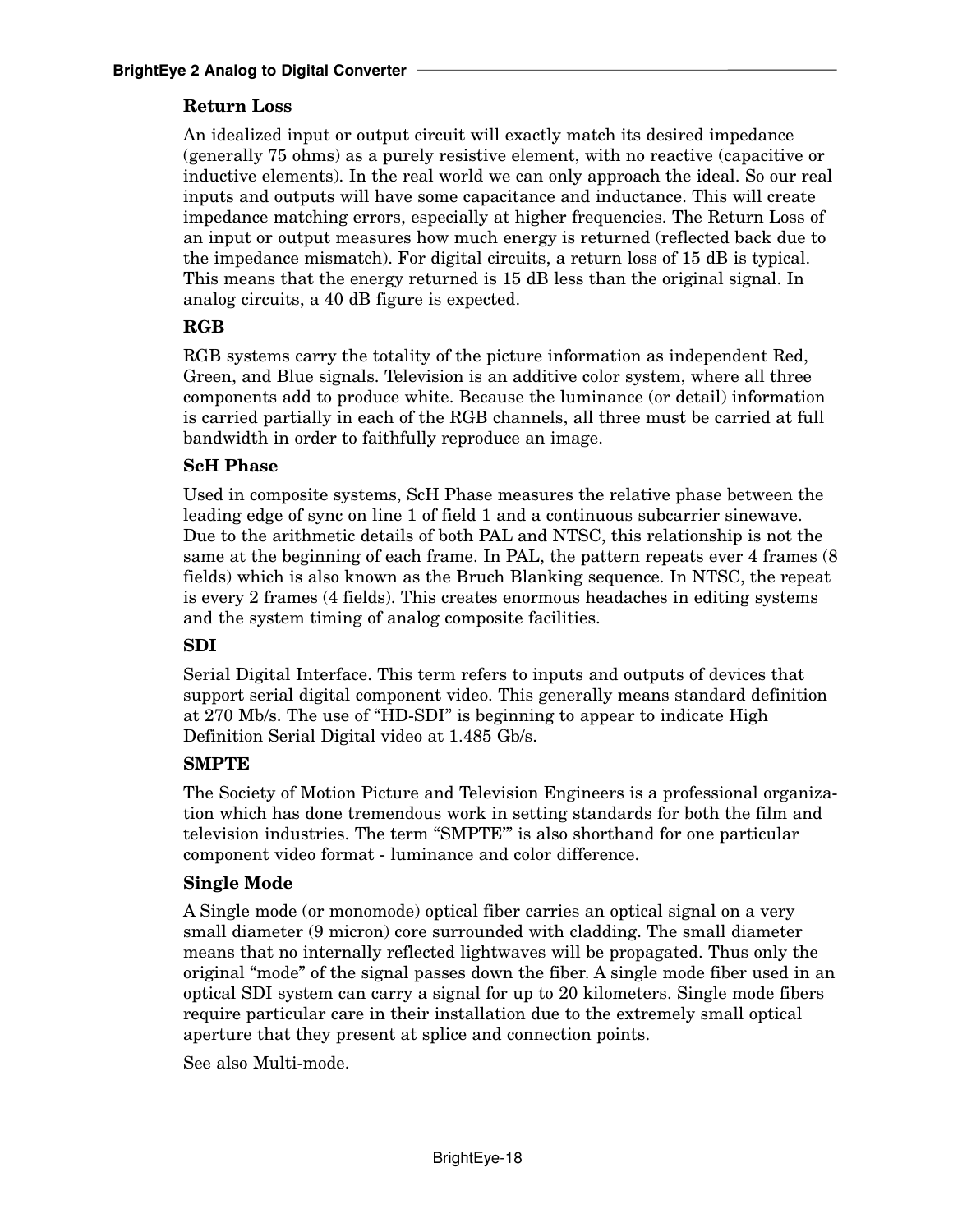### Return Loss

An idealized input or output circuit will exactly match its desired impedance (generally 75 ohms) as a purely resistive element, with no reactive (capacitive or inductive elements). In the real world we can only approach the ideal. So our real inputs and outputs will have some capacitance and inductance. This will create impedance matching errors, especially at higher frequencies. The Return Loss of an input or output measures how much energy is returned (reflected back due to the impedance mismatch). For digital circuits, a return loss of 15 dB is typical. This means that the energy returned is 15 dB less than the original signal. In analog circuits, a 40 dB figure is expected.

### RGB

RGB systems carry the totality of the picture information as independent Red, Green, and Blue signals. Television is an additive color system, where all three components add to produce white. Because the luminance (or detail) information is carried partially in each of the RGB channels, all three must be carried at full bandwidth in order to faithfully reproduce an image.

### ScH Phase

Used in composite systems, ScH Phase measures the relative phase between the leading edge of sync on line 1 of field 1 and a continuous subcarrier sinewave. Due to the arithmetic details of both PAL and NTSC, this relationship is not the same at the beginning of each frame. In PAL, the pattern repeats ever 4 frames (8 fields) which is also known as the Bruch Blanking sequence. In NTSC, the repeat is every 2 frames (4 fields). This creates enormous headaches in editing systems and the system timing of analog composite facilities.

### SDI

Serial Digital Interface. This term refers to inputs and outputs of devices that support serial digital component video. This generally means standard definition at 270 Mb/s. The use of "HD-SDI" is beginning to appear to indicate High Definition Serial Digital video at 1.485 Gb/s.

### SMPTE

The Society of Motion Picture and Television Engineers is a professional organization which has done tremendous work in setting standards for both the film and television industries. The term "SMPTE'" is also shorthand for one particular component video format - luminance and color difference.

### Single Mode

A Single mode (or monomode) optical fiber carries an optical signal on a very small diameter (9 micron) core surrounded with cladding. The small diameter means that no internally reflected lightwaves will be propagated. Thus only the original "mode" of the signal passes down the fiber. A single mode fiber used in an optical SDI system can carry a signal for up to 20 kilometers. Single mode fibers require particular care in their installation due to the extremely small optical aperture that they present at splice and connection points.

See also Multi-mode.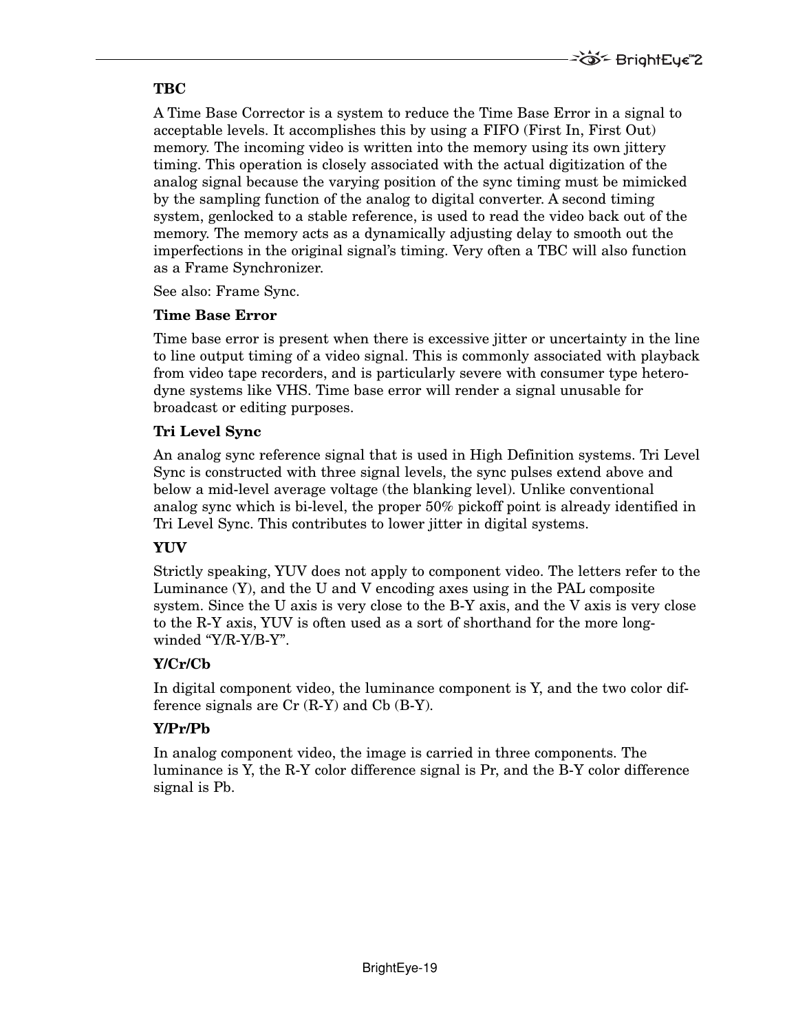**TBC**

A Time Base Corrector is a system to reduce the Time Base Error in a signal to acceptable levels. It accomplishes this by using a FIFO (First In, First Out) memory. The incoming video is written into the memory using its own jittery timing. This operation is closely associated with the actual digitization of the analog signal because the varying position of the sync timing must be mimicked by the sampling function of the analog to digital converter. A second timing system, genlocked to a stable reference, is used to read the video back out of the memory. The memory acts as a dynamically adjusting delay to smooth out the imperfections in the original signal's timing. Very often a TBC will also function as a Frame Synchronizer.

See also: Frame Sync.

**Time Base Error**

Time base error is present when there is excessive jitter or uncertainty in the line to line output timing of a video signal. This is commonly associated with playback from video tape recorders, and is particularly severe with consumer type heterodyne systems like VHS. Time base error will render a signal unusable for broadcast or editing purposes.

**Tri Level Sync**

An analog sync reference signal that is used in High Definition systems. Tri Level Sync is constructed with three signal levels, the sync pulses extend above and below a mid-level average voltage (the blanking level). Unlike conventional analog sync which is bi-level, the proper 50% pickoff point is already identified in Tri Level Sync. This contributes to lower jitter in digital systems.

**YUV**

Strictly speaking, YUV does not apply to component video. The letters refer to the Luminance (Y), and the U and V encoding axes using in the PAL composite system. Since the U axis is very close to the B-Y axis, and the V axis is very close to the R-Y axis, YUV is often used as a sort of shorthand for the more long-winded "Y/R-Y/B-Y".

**Y/Cr/Cb**

In digital component video, the luminance component is Y, and the two color difference signals are Cr (R-Y) and Cb (B-Y).

**Y/Pr/Pb**

In analog component video, the image is carried in three components. The luminance is Y, the R-Y color difference signal is Pr, and the B-Y color difference signal is Pb.